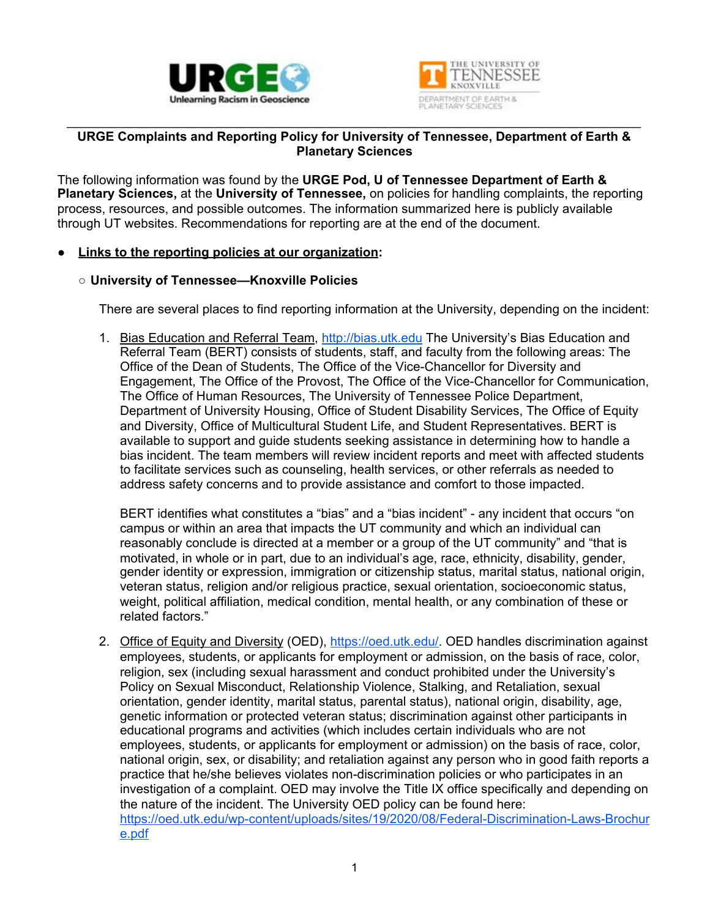## URGE Complaints and Reporting Policy for University of Tennessee, Department of Earth & Planetary Sciences

The following information was found by the **URGE Pod, U of Tennessee Department of Earth & Planetary Sciences,** at the **University of Tennessee,** on policies for handling complaints, the reporting process, resources, and possible outcomes. The information summarized here is publicly available through UT websites. Recommendations for reporting are at the end of the document.

- **Links to the reporting policies at our organization:**
  - **University of Tennessee—Knoxville Policies**

    There are several places to find reporting information at the University, depending on the incident:

    1. Bias Education and Referral Team, http://bias.utk.edu The University's Bias Education and Referral Team (BERT) consists of students, staff, and faculty from the following areas: The Office of the Dean of Students, The Office of the Vice-Chancellor for Diversity and Engagement, The Office of the Provost, The Office of the Vice-Chancellor for Communication, The Office of Human Resources, The University of Tennessee Police Department, Department of University Housing, Office of Student Disability Services, The Office of Equity and Diversity, Office of Multicultural Student Life, and Student Representatives. BERT is available to support and guide students seeking assistance in determining how to handle a bias incident. The team members will review incident reports and meet with affected students to facilitate services such as counseling, health services, or other referrals as needed to address safety concerns and to provide assistance and comfort to those impacted.

       BERT identifies what constitutes a "bias" and a "bias incident" - any incident that occurs "on campus or within an area that impacts the UT community and which an individual can reasonably conclude is directed at a member or a group of the UT community" and "that is motivated, in whole or in part, due to an individual's age, race, ethnicity, disability, gender, gender identity or expression, immigration or citizenship status, marital status, national origin, veteran status, religion and/or religious practice, sexual orientation, socioeconomic status, weight, political affiliation, medical condition, mental health, or any combination of these or related factors."

    2. Office of Equity and Diversity (OED), https://oed.utk.edu/. OED handles discrimination against employees, students, or applicants for employment or admission, on the basis of race, color, religion, sex (including sexual harassment and conduct prohibited under the University's Policy on Sexual Misconduct, Relationship Violence, Stalking, and Retaliation, sexual orientation, gender identity, marital status, parental status), national origin, disability, age, genetic information or protected veteran status; discrimination against other participants in educational programs and activities (which includes certain individuals who are not employees, students, or applicants for employment or admission) on the basis of race, color, national origin, sex, or disability; and retaliation against any person who in good faith reports a practice that he/she believes violates non-discrimination policies or who participates in an investigation of a complaint. OED may involve the Title IX office specifically and depending on the nature of the incident. The University OED policy can be found here: https://oed.utk.edu/wp-content/uploads/sites/19/2020/08/Federal-Discrimination-Laws-Brochure.pdf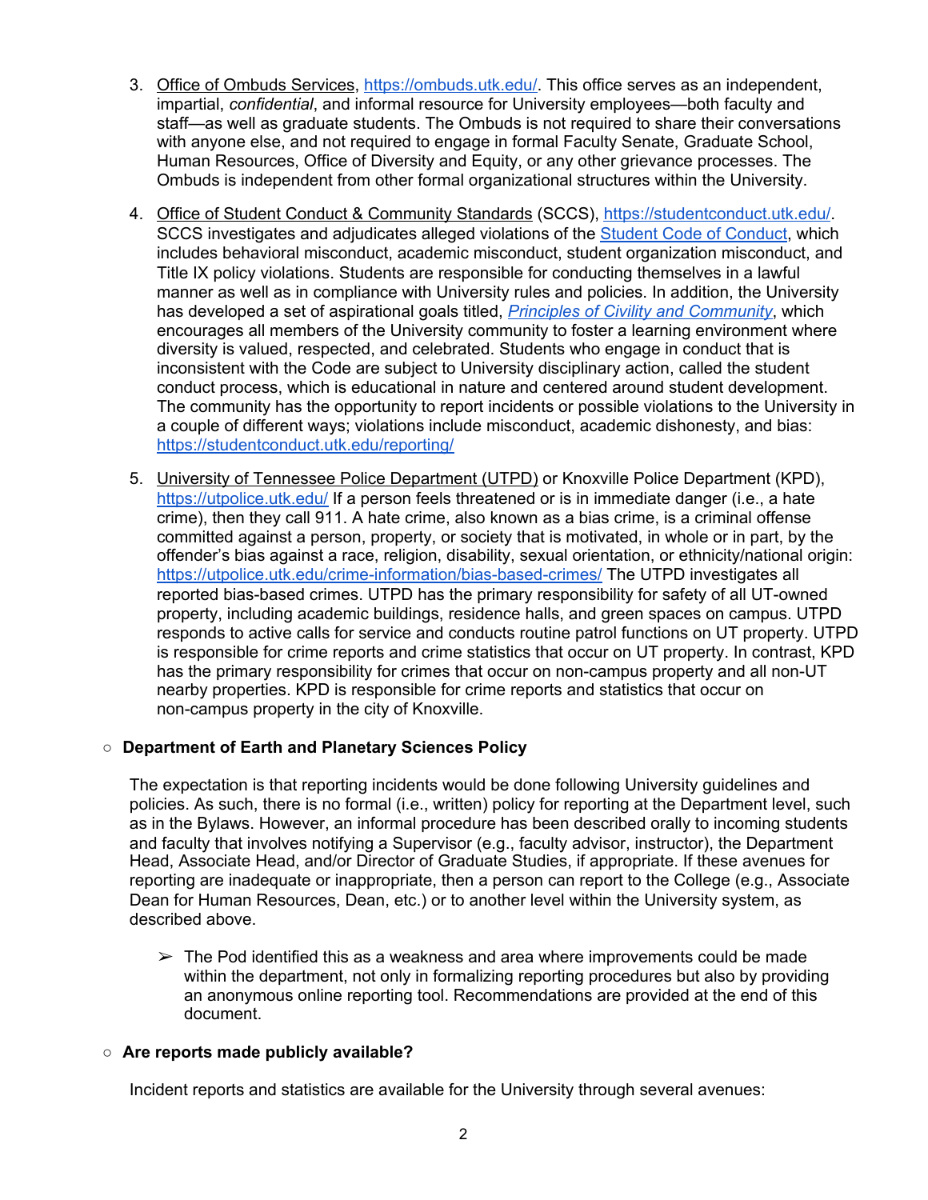3. Office of Ombuds Services, https://ombuds.utk.edu/. This office serves as an independent, impartial, *confidential*, and informal resource for University employees—both faculty and staff—as well as graduate students. The Ombuds is not required to share their conversations with anyone else, and not required to engage in formal Faculty Senate, Graduate School, Human Resources, Office of Diversity and Equity, or any other grievance processes. The Ombuds is independent from other formal organizational structures within the University.

4. Office of Student Conduct & Community Standards (SCCS), https://studentconduct.utk.edu/. SCCS investigates and adjudicates alleged violations of the Student Code of Conduct, which includes behavioral misconduct, academic misconduct, student organization misconduct, and Title IX policy violations. Students are responsible for conducting themselves in a lawful manner as well as in compliance with University rules and policies. In addition, the University has developed a set of aspirational goals titled, *Principles of Civility and Community*, which encourages all members of the University community to foster a learning environment where diversity is valued, respected, and celebrated. Students who engage in conduct that is inconsistent with the Code are subject to University disciplinary action, called the student conduct process, which is educational in nature and centered around student development. The community has the opportunity to report incidents or possible violations to the University in a couple of different ways; violations include misconduct, academic dishonesty, and bias: https://studentconduct.utk.edu/reporting/

5. University of Tennessee Police Department (UTPD) or Knoxville Police Department (KPD), https://utpolice.utk.edu/ If a person feels threatened or is in immediate danger (i.e., a hate crime), then they call 911. A hate crime, also known as a bias crime, is a criminal offense committed against a person, property, or society that is motivated, in whole or in part, by the offender's bias against a race, religion, disability, sexual orientation, or ethnicity/national origin: https://utpolice.utk.edu/crime-information/bias-based-crimes/ The UTPD investigates all reported bias-based crimes. UTPD has the primary responsibility for safety of all UT-owned property, including academic buildings, residence halls, and green spaces on campus. UTPD responds to active calls for service and conducts routine patrol functions on UT property. UTPD is responsible for crime reports and crime statistics that occur on UT property. In contrast, KPD has the primary responsibility for crimes that occur on non-campus property and all non-UT nearby properties. KPD is responsible for crime reports and statistics that occur on non-campus property in the city of Knoxville.

- **Department of Earth and Planetary Sciences Policy**

  The expectation is that reporting incidents would be done following University guidelines and policies. As such, there is no formal (i.e., written) policy for reporting at the Department level, such as in the Bylaws. However, an informal procedure has been described orally to incoming students and faculty that involves notifying a Supervisor (e.g., faculty advisor, instructor), the Department Head, Associate Head, and/or Director of Graduate Studies, if appropriate. If these avenues for reporting are inadequate or inappropriate, then a person can report to the College (e.g., Associate Dean for Human Resources, Dean, etc.) or to another level within the University system, as described above.

  - The Pod identified this as a weakness and area where improvements could be made within the department, not only in formalizing reporting procedures but also by providing an anonymous online reporting tool. Recommendations are provided at the end of this document.

- **Are reports made publicly available?**

  Incident reports and statistics are available for the University through several avenues: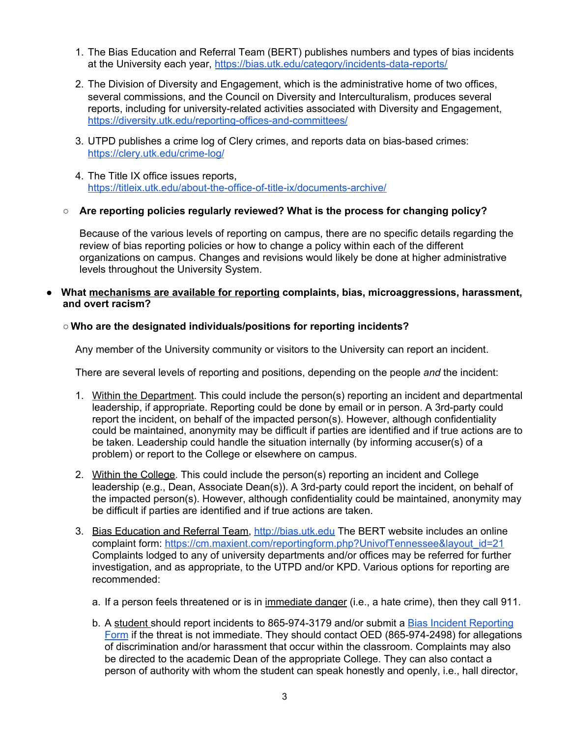1. The Bias Education and Referral Team (BERT) publishes numbers and types of bias incidents at the University each year, https://bias.utk.edu/category/incidents-data-reports/

2. The Division of Diversity and Engagement, which is the administrative home of two offices, several commissions, and the Council on Diversity and Interculturalism, produces several reports, including for university-related activities associated with Diversity and Engagement, https://diversity.utk.edu/reporting-offices-and-committees/

3. UTPD publishes a crime log of Clery crimes, and reports data on bias-based crimes: https://clery.utk.edu/crime-log/

4. The Title IX office issues reports, https://titleix.utk.edu/about-the-office-of-title-ix/documents-archive/

- **Are reporting policies regularly reviewed? What is the process for changing policy?**

  Because of the various levels of reporting on campus, there are no specific details regarding the review of bias reporting policies or how to change a policy within each of the different organizations on campus. Changes and revisions would likely be done at higher administrative levels throughout the University System.

- **What <u>mechanisms are available for reporting</u> complaints, bias, microaggressions, harassment, and overt racism?**

  - **Who are the designated individuals/positions for reporting incidents?**

    Any member of the University community or visitors to the University can report an incident.

    There are several levels of reporting and positions, depending on the people *and* the incident:

    1. <u>Within the Department</u>. This could include the person(s) reporting an incident and departmental leadership, if appropriate. Reporting could be done by email or in person. A 3rd-party could report the incident, on behalf of the impacted person(s). However, although confidentiality could be maintained, anonymity may be difficult if parties are identified and if true actions are to be taken. Leadership could handle the situation internally (by informing accuser(s) of a problem) or report to the College or elsewhere on campus.

    2. <u>Within the College</u>. This could include the person(s) reporting an incident and College leadership (e.g., Dean, Associate Dean(s)). A 3rd-party could report the incident, on behalf of the impacted person(s). However, although confidentiality could be maintained, anonymity may be difficult if parties are identified and if true actions are taken.

    3. <u>Bias Education and Referral Team</u>, http://bias.utk.edu The BERT website includes an online complaint form: https://cm.maxient.com/reportingform.php?UnivofTennessee&layout_id=21 Complaints lodged to any of university departments and/or offices may be referred for further investigation, and as appropriate, to the UTPD and/or KPD. Various options for reporting are recommended:

       a. If a person feels threatened or is in <u>immediate danger</u> (i.e., a hate crime), then they call 911.

       b. A <u>student</u> should report incidents to 865-974-3179 and/or submit a Bias Incident Reporting Form if the threat is not immediate. They should contact OED (865-974-2498) for allegations of discrimination and/or harassment that occur within the classroom. Complaints may also be directed to the academic Dean of the appropriate College. They can also contact a person of authority with whom the student can speak honestly and openly, i.e., hall director,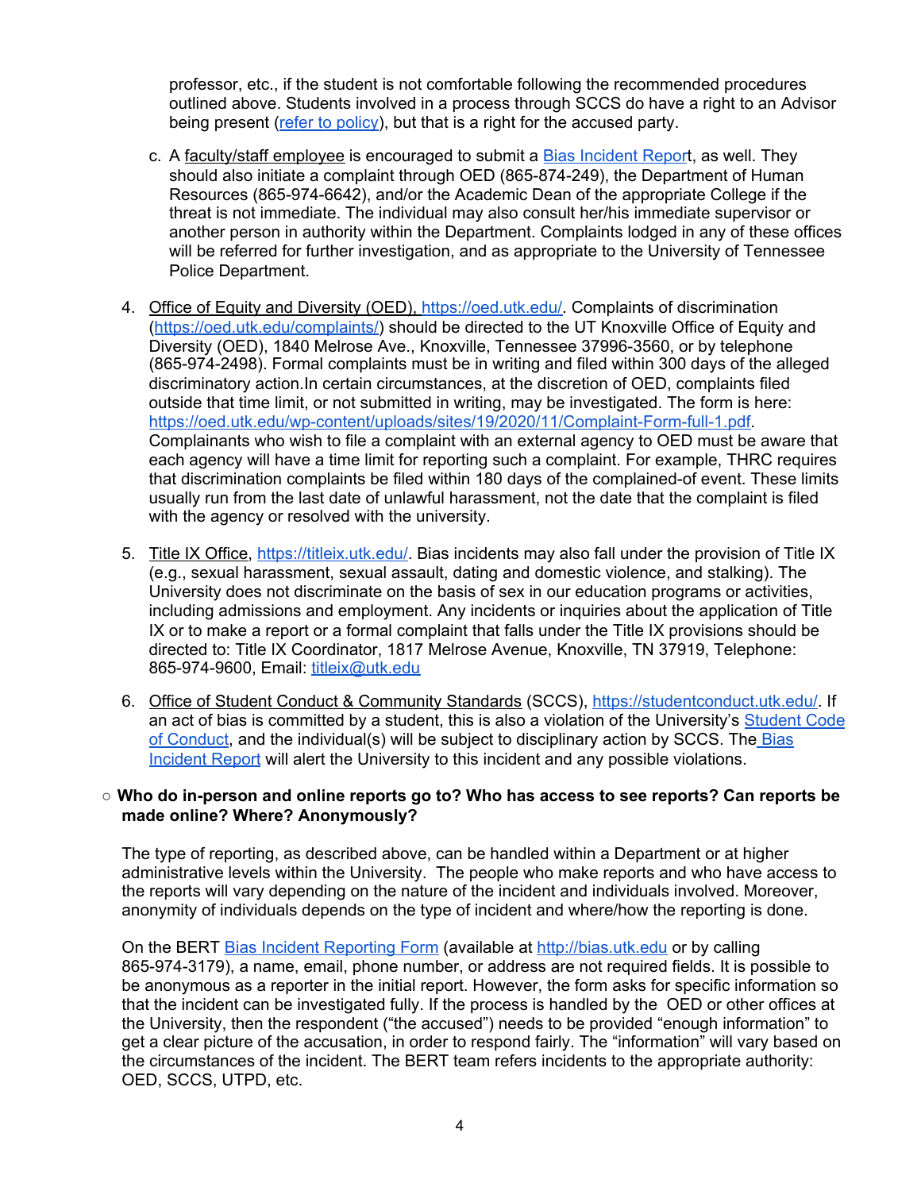professor, etc., if the student is not comfortable following the recommended procedures outlined above. Students involved in a process through SCCS do have a right to an Advisor being present (refer to policy), but that is a right for the accused party.

c. A faculty/staff employee is encouraged to submit a Bias Incident Report, as well. They should also initiate a complaint through OED (865-874-249), the Department of Human Resources (865-974-6642), and/or the Academic Dean of the appropriate College if the threat is not immediate. The individual may also consult her/his immediate supervisor or another person in authority within the Department. Complaints lodged in any of these offices will be referred for further investigation, and as appropriate to the University of Tennessee Police Department.

4. Office of Equity and Diversity (OED), https://oed.utk.edu/. Complaints of discrimination (https://oed.utk.edu/complaints/) should be directed to the UT Knoxville Office of Equity and Diversity (OED), 1840 Melrose Ave., Knoxville, Tennessee 37996-3560, or by telephone (865-974-2498). Formal complaints must be in writing and filed within 300 days of the alleged discriminatory action.In certain circumstances, at the discretion of OED, complaints filed outside that time limit, or not submitted in writing, may be investigated. The form is here: https://oed.utk.edu/wp-content/uploads/sites/19/2020/11/Complaint-Form-full-1.pdf. Complainants who wish to file a complaint with an external agency to OED must be aware that each agency will have a time limit for reporting such a complaint. For example, THRC requires that discrimination complaints be filed within 180 days of the complained-of event. These limits usually run from the last date of unlawful harassment, not the date that the complaint is filed with the agency or resolved with the university.

5. Title IX Office, https://titleix.utk.edu/. Bias incidents may also fall under the provision of Title IX (e.g., sexual harassment, sexual assault, dating and domestic violence, and stalking). The University does not discriminate on the basis of sex in our education programs or activities, including admissions and employment. Any incidents or inquiries about the application of Title IX or to make a report or a formal complaint that falls under the Title IX provisions should be directed to: Title IX Coordinator, 1817 Melrose Avenue, Knoxville, TN 37919, Telephone: 865-974-9600, Email: titleix@utk.edu

6. Office of Student Conduct & Community Standards (SCCS), https://studentconduct.utk.edu/. If an act of bias is committed by a student, this is also a violation of the University's Student Code of Conduct, and the individual(s) will be subject to disciplinary action by SCCS. The Bias Incident Report will alert the University to this incident and any possible violations.

- **Who do in-person and online reports go to? Who has access to see reports? Can reports be made online? Where? Anonymously?**

  The type of reporting, as described above, can be handled within a Department or at higher administrative levels within the University. The people who make reports and who have access to the reports will vary depending on the nature of the incident and individuals involved. Moreover, anonymity of individuals depends on the type of incident and where/how the reporting is done.

  On the BERT Bias Incident Reporting Form (available at http://bias.utk.edu or by calling 865-974-3179), a name, email, phone number, or address are not required fields. It is possible to be anonymous as a reporter in the initial report. However, the form asks for specific information so that the incident can be investigated fully. If the process is handled by the OED or other offices at the University, then the respondent ("the accused") needs to be provided "enough information" to get a clear picture of the accusation, in order to respond fairly. The "information" will vary based on the circumstances of the incident. The BERT team refers incidents to the appropriate authority: OED, SCCS, UTPD, etc.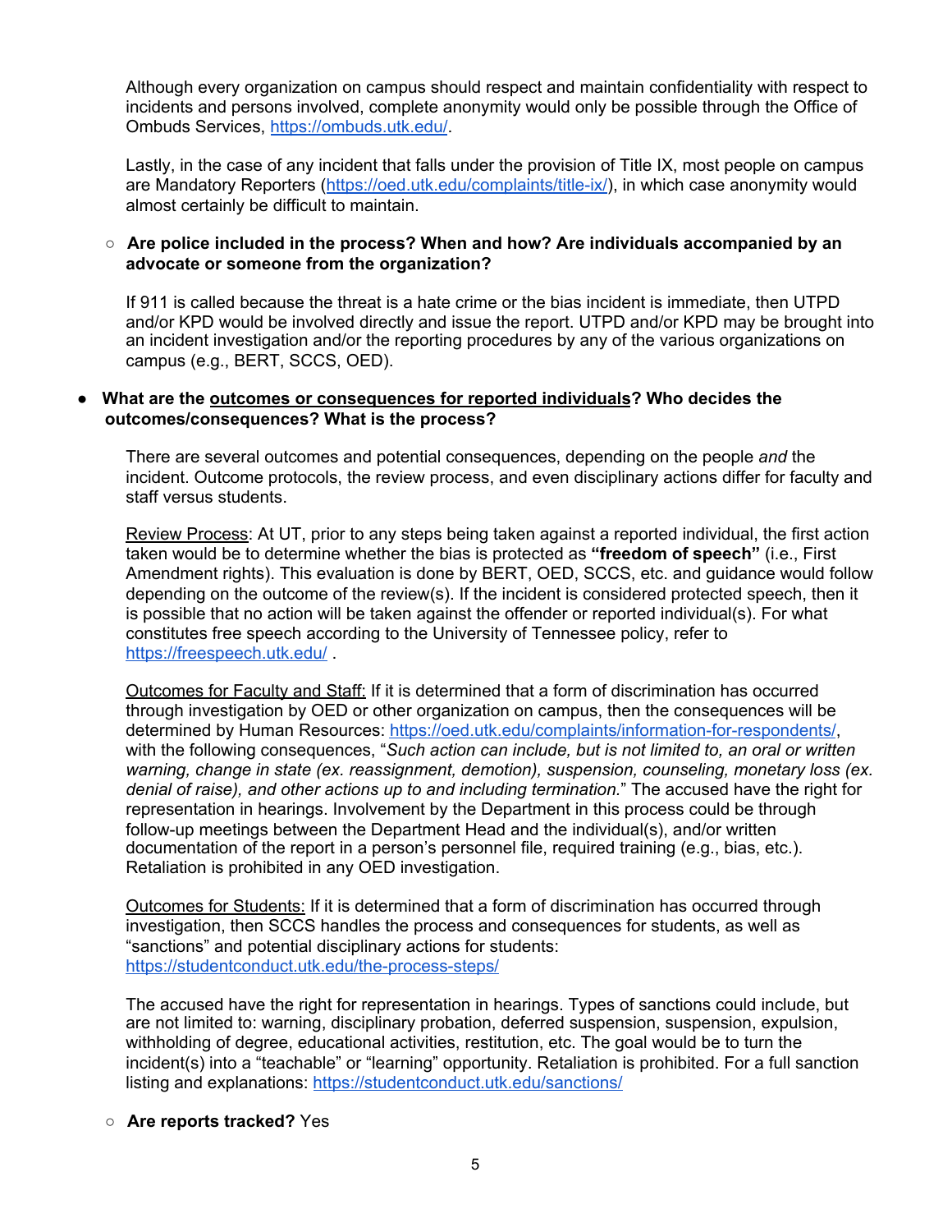Although every organization on campus should respect and maintain confidentiality with respect to incidents and persons involved, complete anonymity would only be possible through the Office of Ombuds Services, https://ombuds.utk.edu/.

Lastly, in the case of any incident that falls under the provision of Title IX, most people on campus are Mandatory Reporters (https://oed.utk.edu/complaints/title-ix/), in which case anonymity would almost certainly be difficult to maintain.

- **Are police included in the process? When and how? Are individuals accompanied by an advocate or someone from the organization?**

  If 911 is called because the threat is a hate crime or the bias incident is immediate, then UTPD and/or KPD would be involved directly and issue the report. UTPD and/or KPD may be brought into an incident investigation and/or the reporting procedures by any of the various organizations on campus (e.g., BERT, SCCS, OED).

- **What are the <u>outcomes or consequences for reported individuals</u>? Who decides the outcomes/consequences? What is the process?**

  There are several outcomes and potential consequences, depending on the people *and* the incident. Outcome protocols, the review process, and even disciplinary actions differ for faculty and staff versus students.

  <u>Review Process</u>: At UT, prior to any steps being taken against a reported individual, the first action taken would be to determine whether the bias is protected as **"freedom of speech"** (i.e., First Amendment rights). This evaluation is done by BERT, OED, SCCS, etc. and guidance would follow depending on the outcome of the review(s). If the incident is considered protected speech, then it is possible that no action will be taken against the offender or reported individual(s). For what constitutes free speech according to the University of Tennessee policy, refer to https://freespeech.utk.edu/ .

  <u>Outcomes for Faculty and Staff:</u> If it is determined that a form of discrimination has occurred through investigation by OED or other organization on campus, then the consequences will be determined by Human Resources: https://oed.utk.edu/complaints/information-for-respondents/, with the following consequences, "*Such action can include, but is not limited to, an oral or written warning, change in state (ex. reassignment, demotion), suspension, counseling, monetary loss (ex. denial of raise), and other actions up to and including termination.*" The accused have the right for representation in hearings. Involvement by the Department in this process could be through follow-up meetings between the Department Head and the individual(s), and/or written documentation of the report in a person's personnel file, required training (e.g., bias, etc.). Retaliation is prohibited in any OED investigation.

  <u>Outcomes for Students:</u> If it is determined that a form of discrimination has occurred through investigation, then SCCS handles the process and consequences for students, as well as "sanctions" and potential disciplinary actions for students: https://studentconduct.utk.edu/the-process-steps/

  The accused have the right for representation in hearings. Types of sanctions could include, but are not limited to: warning, disciplinary probation, deferred suspension, suspension, expulsion, withholding of degree, educational activities, restitution, etc. The goal would be to turn the incident(s) into a "teachable" or "learning" opportunity. Retaliation is prohibited. For a full sanction listing and explanations: https://studentconduct.utk.edu/sanctions/

  - **Are reports tracked?** Yes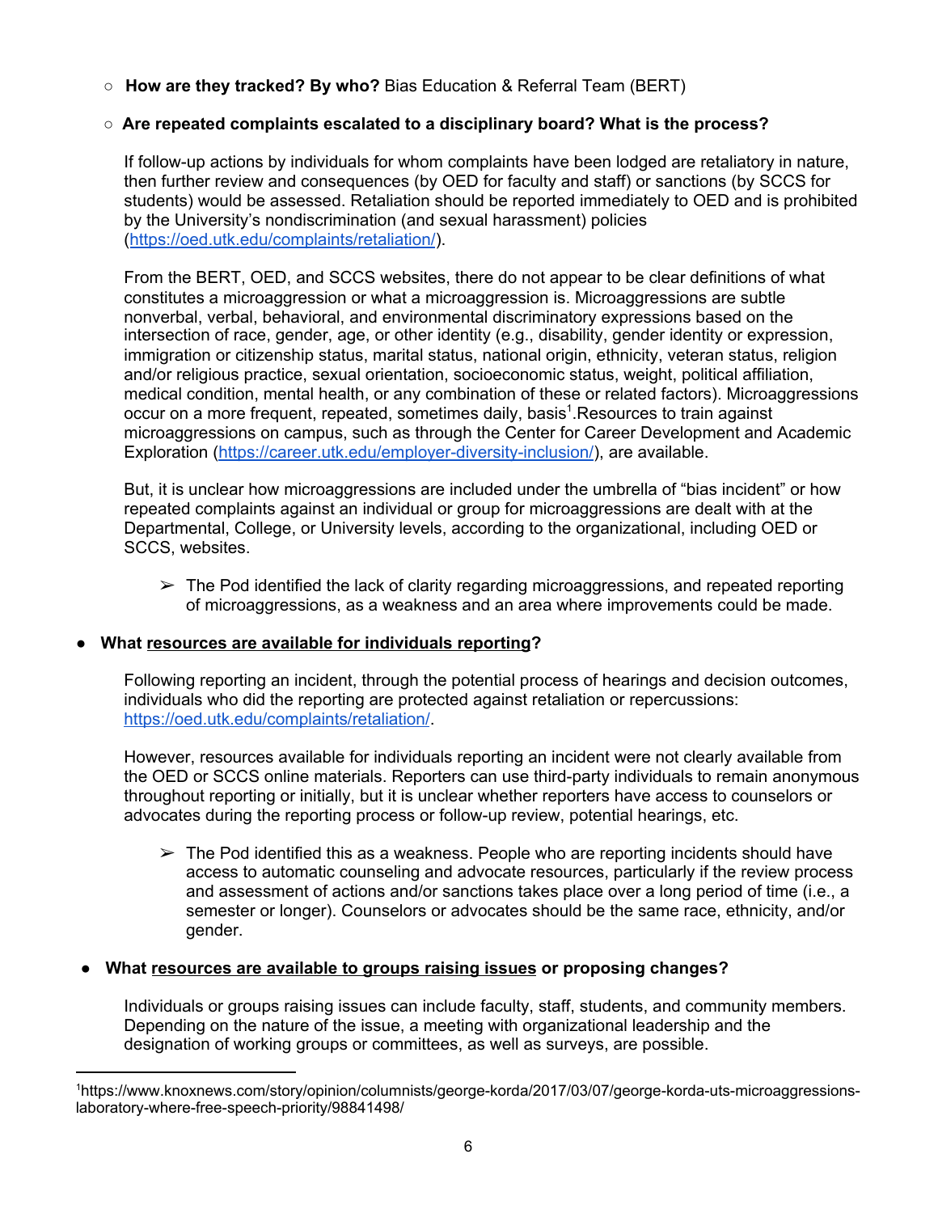- **How are they tracked? By who?** Bias Education & Referral Team (BERT)
- **Are repeated complaints escalated to a disciplinary board? What is the process?**

  If follow-up actions by individuals for whom complaints have been lodged are retaliatory in nature, then further review and consequences (by OED for faculty and staff) or sanctions (by SCCS for students) would be assessed. Retaliation should be reported immediately to OED and is prohibited by the University's nondiscrimination (and sexual harassment) policies (https://oed.utk.edu/complaints/retaliation/).

  From the BERT, OED, and SCCS websites, there do not appear to be clear definitions of what constitutes a microaggression or what a microaggression is. Microaggressions are subtle nonverbal, verbal, behavioral, and environmental discriminatory expressions based on the intersection of race, gender, age, or other identity (e.g., disability, gender identity or expression, immigration or citizenship status, marital status, national origin, ethnicity, veteran status, religion and/or religious practice, sexual orientation, socioeconomic status, weight, political affiliation, medical condition, mental health, or any combination of these or related factors). Microaggressions occur on a more frequent, repeated, sometimes daily, basis[1].Resources to train against microaggressions on campus, such as through the Center for Career Development and Academic Exploration (https://career.utk.edu/employer-diversity-inclusion/), are available.

  But, it is unclear how microaggressions are included under the umbrella of "bias incident" or how repeated complaints against an individual or group for microaggressions are dealt with at the Departmental, College, or University levels, according to the organizational, including OED or SCCS, websites.

  ➢ The Pod identified the lack of clarity regarding microaggressions, and repeated reporting of microaggressions, as a weakness and an area where improvements could be made.

- **What resources are available for individuals reporting?**

  Following reporting an incident, through the potential process of hearings and decision outcomes, individuals who did the reporting are protected against retaliation or repercussions: https://oed.utk.edu/complaints/retaliation/.

  However, resources available for individuals reporting an incident were not clearly available from the OED or SCCS online materials. Reporters can use third-party individuals to remain anonymous throughout reporting or initially, but it is unclear whether reporters have access to counselors or advocates during the reporting process or follow-up review, potential hearings, etc.

  ➢ The Pod identified this as a weakness. People who are reporting incidents should have access to automatic counseling and advocate resources, particularly if the review process and assessment of actions and/or sanctions takes place over a long period of time (i.e., a semester or longer). Counselors or advocates should be the same race, ethnicity, and/or gender.

- **What resources are available to groups raising issues or proposing changes?**

  Individuals or groups raising issues can include faculty, staff, students, and community members. Depending on the nature of the issue, a meeting with organizational leadership and the designation of working groups or committees, as well as surveys, are possible.

---

[1] https://www.knoxnews.com/story/opinion/columnists/george-korda/2017/03/07/george-korda-uts-microaggressions-laboratory-where-free-speech-priority/98841498/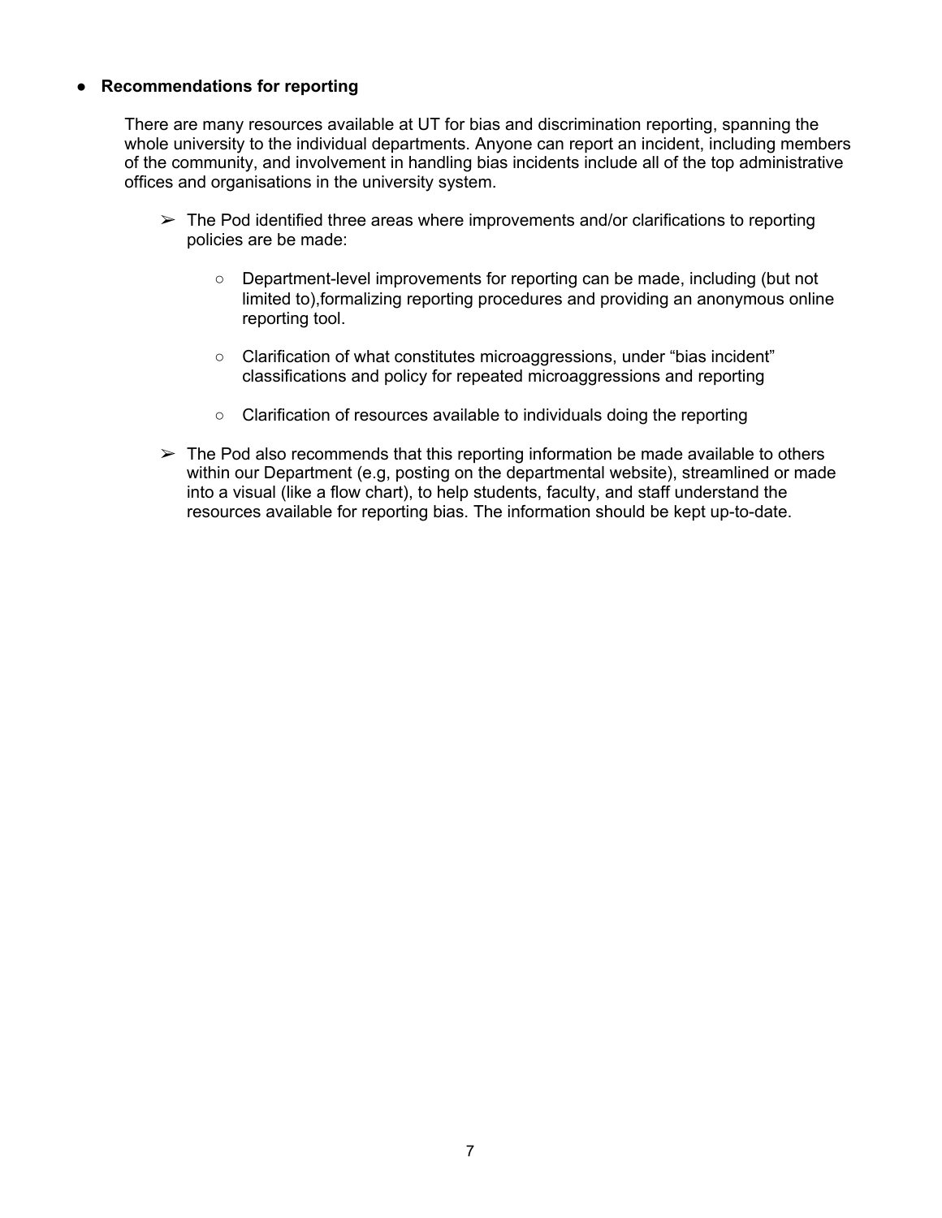- **Recommendations for reporting**

  There are many resources available at UT for bias and discrimination reporting, spanning the whole university to the individual departments. Anyone can report an incident, including members of the community, and involvement in handling bias incidents include all of the top administrative offices and organisations in the university system.

  - ➢ The Pod identified three areas where improvements and/or clarifications to reporting policies are be made:

    - Department-level improvements for reporting can be made, including (but not limited to),formalizing reporting procedures and providing an anonymous online reporting tool.

    - Clarification of what constitutes microaggressions, under “bias incident” classifications and policy for repeated microaggressions and reporting

    - Clarification of resources available to individuals doing the reporting

  - ➢ The Pod also recommends that this reporting information be made available to others within our Department (e.g, posting on the departmental website), streamlined or made into a visual (like a flow chart), to help students, faculty, and staff understand the resources available for reporting bias. The information should be kept up-to-date.